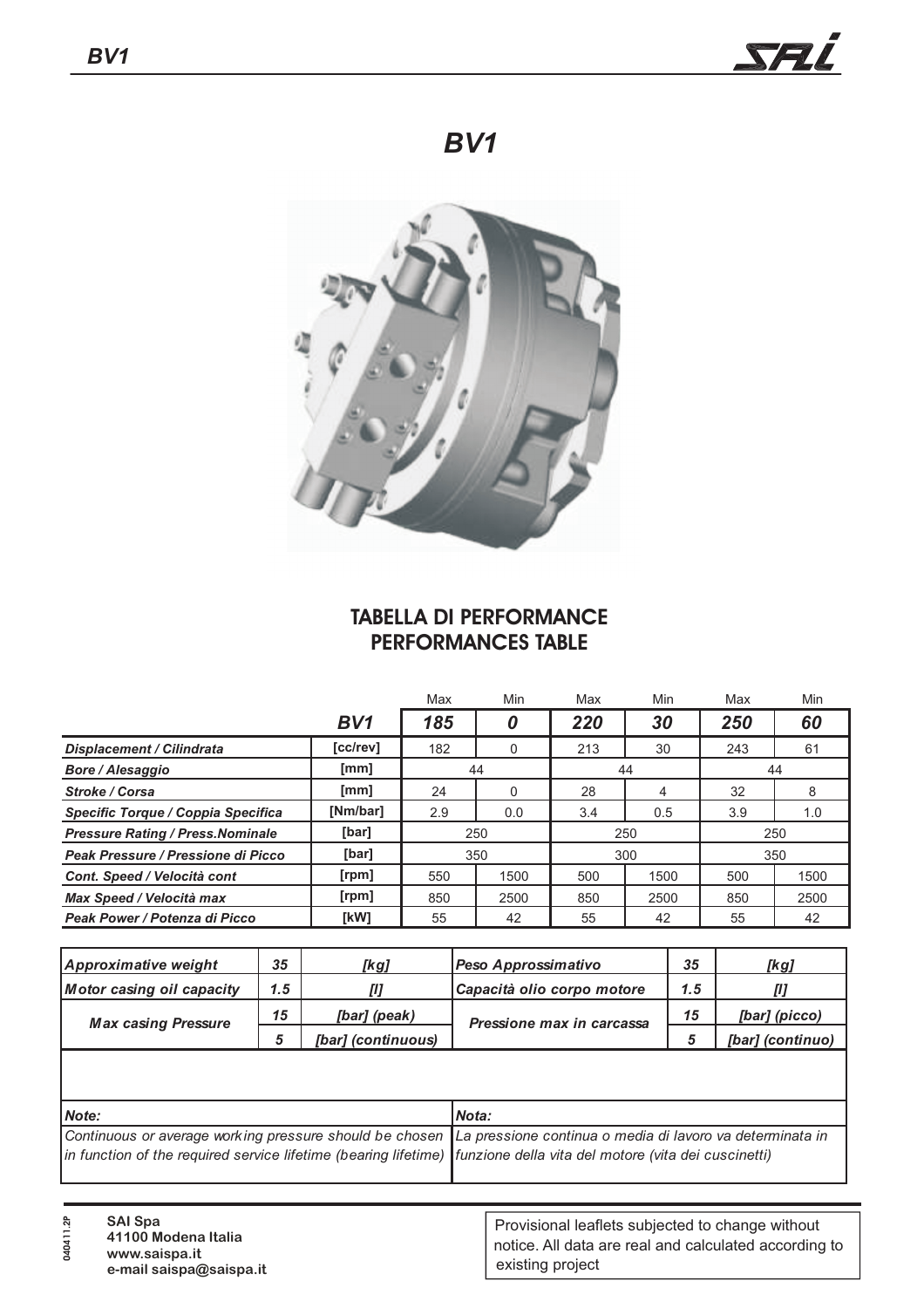# BV1

## TABELLA DI PERFORMANCE
## PERFORMANCES TABLE

| | | Max | Min | Max | Min | Max | Min |
|---|---|---|---|---|---|---|---|
| | ***BV1*** | ***185*** | ***0*** | ***220*** | ***30*** | ***250*** | ***60*** |
| ***Displacement / Cilindrata*** | [cc/rev] | 182 | 0 | 213 | 30 | 243 | 61 |
| ***Bore / Alesaggio*** | [mm] | 44 | | 44 | | 44 | |
| ***Stroke / Corsa*** | [mm] | 24 | 0 | 28 | 4 | 32 | 8 |
| ***Specific Torque / Coppia Specifica*** | [Nm/bar] | 2.9 | 0.0 | 3.4 | 0.5 | 3.9 | 1.0 |
| ***Pressure Rating / Press.Nominale*** | [bar] | 250 | | 250 | | 250 | |
| ***Peak Pressure / Pressione di Picco*** | [bar] | 350 | | 300 | | 350 | |
| ***Cont. Speed / Velocità cont*** | [rpm] | 550 | 1500 | 500 | 1500 | 500 | 1500 |
| ***Max Speed / Velocità max*** | [rpm] | 850 | 2500 | 850 | 2500 | 850 | 2500 |
| ***Peak Power / Potenza di Picco*** | [kW] | 55 | 42 | 55 | 42 | 55 | 42 |

| | | | | | |
|---|---|---|---|---|---|
| ***Approximative weight*** | ***35*** | ***[kg]*** | ***Peso Approssimativo*** | ***35*** | ***[kg]*** |
| ***Motor casing oil capacity*** | ***1.5*** | ***[l]*** | ***Capacità olio corpo motore*** | ***1.5*** | ***[l]*** |
| ***Max casing Pressure*** | ***15*** | ***[bar] (peak)*** | ***Pressione max in carcassa*** | ***15*** | ***[bar] (picco)*** |
| | ***5*** | ***[bar] (continuous)*** | | ***5*** | ***[bar] (continuo)*** |

| | |
|---|---|
| ***Note:*** | ***Nota:*** |
| *Continuous or average working pressure should be chosen in function of the required service lifetime (bearing lifetime)* | *La pressione continua o media di lavoro va determinata in funzione della vita del motore (vita dei cuscinetti)* |

**SAI Spa**
**41100 Modena Italia**
**www.saispa.it**
**e-mail saispa@saispa.it**

040411.2P

Provisional leaflets subjected to change without notice. All data are real and calculated according to existing project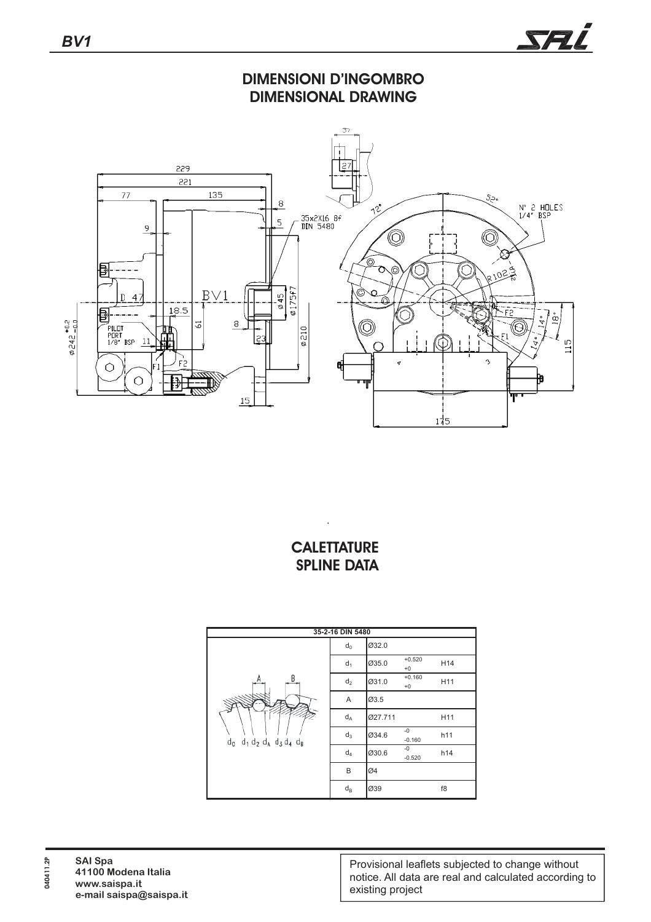## DIMENSIONI D'INGOMBRO
## DIMENSIONAL DRAWING

## CALETTATURE
## SPLINE DATA

| 35-2-16 DIN 5480 | | | |
|---|---|---|---|
| $d_0$ | Ø32.0 | | |
| $d_1$ | Ø35.0 | +0.520 / +0 | H14 |
| $d_2$ | Ø31.0 | +0.160 / +0 | H11 |
| A | Ø3.5 | | |
| $d_A$ | Ø27.711 | | H11 |
| $d_3$ | Ø34.6 | -0 / -0.160 | h11 |
| $d_4$ | Ø30.6 | -0 / -0.520 | h14 |
| B | Ø4 | | |
| $d_B$ | Ø39 | | f8 |

040411.2P

**SAI Spa**
**41100 Modena Italia**
**www.saispa.it**
**e-mail saispa@saispa.it**

Provisional leaflets subjected to change without notice. All data are real and calculated according to existing project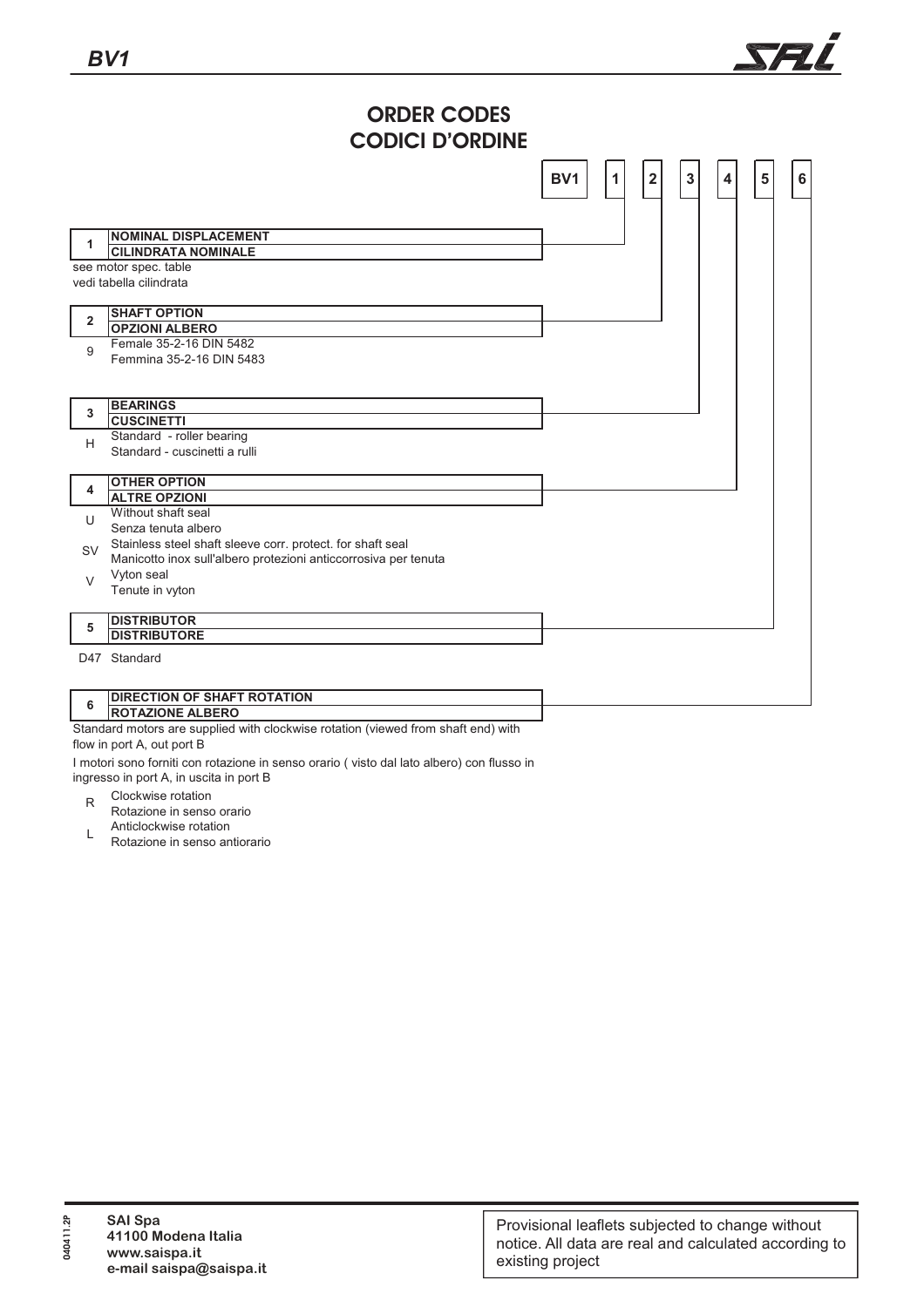# ORDER CODES
# CODICI D'ORDINE

| BV1 | 1 | 2 | 3 | 4 | 5 | 6 |
|---|---|---|---|---|---|---|

**1 — NOMINAL DISPLACEMENT**
**CILINDRATA NOMINALE**

see motor spec. table
vedi tabella cilindrata

**2 — SHAFT OPTION**
**OPZIONI ALBERO**

| | |
|---|---|
| 9 | Female 35-2-16 DIN 5482<br>Femmina 35-2-16 DIN 5483 |

**3 — BEARINGS**
**CUSCINETTI**

| | |
|---|---|
| H | Standard - roller bearing<br>Standard - cuscinetti a rulli |

**4 — OTHER OPTION**
**ALTRE OPZIONI**

| | |
|---|---|
| U | Without shaft seal<br>Senza tenuta albero |
| SV | Stainless steel shaft sleeve corr. protect. for shaft seal<br>Manicotto inox sull'albero protezioni anticcorrosiva per tenuta |
| V | Vyton seal<br>Tenute in vyton |

**5 — DISTRIBUTOR**
**DISTRIBUTORE**

| | |
|---|---|
| D47 | Standard |

**6 — DIRECTION OF SHAFT ROTATION**
**ROTAZIONE ALBERO**

Standard motors are supplied with clockwise rotation (viewed from shaft end) with flow in port A, out port B

I motori sono forniti con rotazione in senso orario ( visto dal lato albero) con flusso in ingresso in port A, in uscita in port B

| | |
|---|---|
| R | Clockwise rotation<br>Rotazione in senso orario |
| L | Anticlockwise rotation<br>Rotazione in senso antiorario |

**SAI Spa**
**41100 Modena Italia**
**www.saispa.it**
**e-mail saispa@saispa.it**

Provisional leaflets subjected to change without notice. All data are real and calculated according to existing project